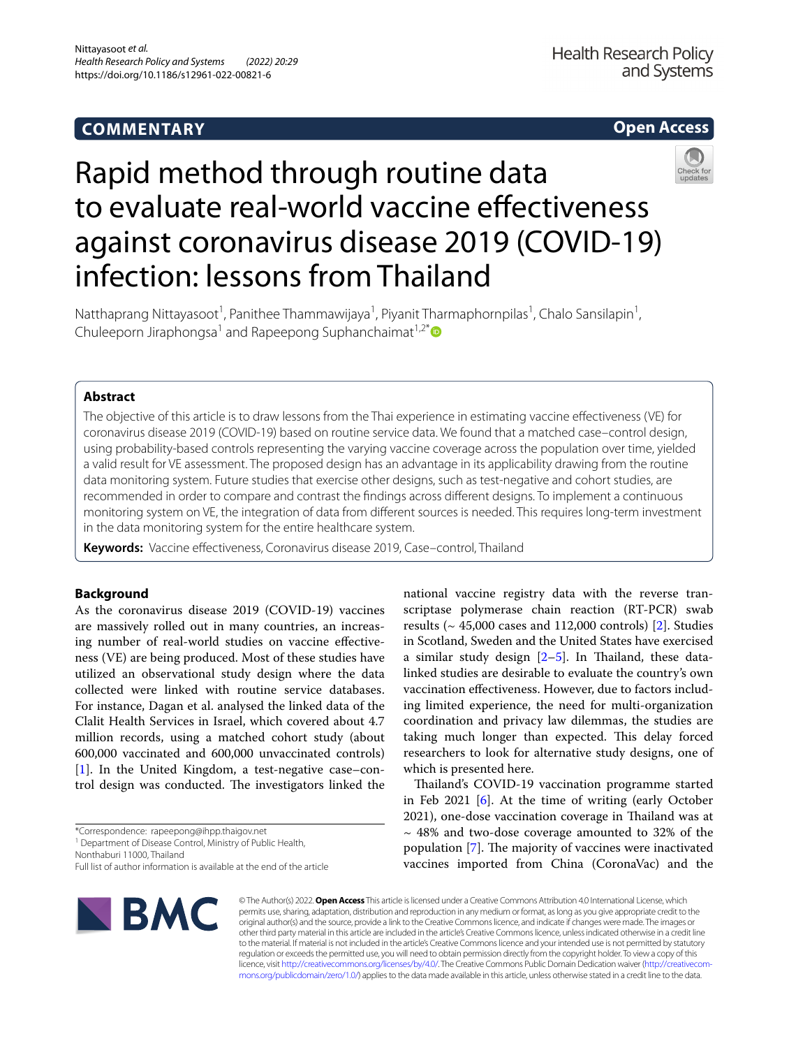COMMENTARY

Open Access

# Rapid method through routine data to evaluate real-world vaccine effectiveness against coronavirus disease 2019 (COVID-19) infection: lessons from Thailand

Natthaprang Nittayasoot[1], Panithee Thammawijaya[1], Piyanit Tharmaphornpilas[1], Chalo Sansilapin[1], Chuleeporn Jiraphongsa[1] and Rapeepong Suphanchaimat[1,2*]

## Abstract

The objective of this article is to draw lessons from the Thai experience in estimating vaccine effectiveness (VE) for coronavirus disease 2019 (COVID-19) based on routine service data. We found that a matched case–control design, using probability-based controls representing the varying vaccine coverage across the population over time, yielded a valid result for VE assessment. The proposed design has an advantage in its applicability drawing from the routine data monitoring system. Future studies that exercise other designs, such as test-negative and cohort studies, are recommended in order to compare and contrast the findings across different designs. To implement a continuous monitoring system on VE, the integration of data from different sources is needed. This requires long-term investment in the data monitoring system for the entire healthcare system.

**Keywords:** Vaccine effectiveness, Coronavirus disease 2019, Case–control, Thailand

## Background

As the coronavirus disease 2019 (COVID-19) vaccines are massively rolled out in many countries, an increasing number of real-world studies on vaccine effectiveness (VE) are being produced. Most of these studies have utilized an observational study design where the data collected were linked with routine service databases. For instance, Dagan et al. analysed the linked data of the Clalit Health Services in Israel, which covered about 4.7 million records, using a matched cohort study (about 600,000 vaccinated and 600,000 unvaccinated controls) [1]. In the United Kingdom, a test-negative case–control design was conducted. The investigators linked the national vaccine registry data with the reverse transcriptase polymerase chain reaction (RT-PCR) swab results (~ 45,000 cases and 112,000 controls) [2]. Studies in Scotland, Sweden and the United States have exercised a similar study design [2–5]. In Thailand, these data-linked studies are desirable to evaluate the country's own vaccination effectiveness. However, due to factors including limited experience, the need for multi-organization coordination and privacy law dilemmas, the studies are taking much longer than expected. This delay forced researchers to look for alternative study designs, one of which is presented here.

Thailand's COVID-19 vaccination programme started in Feb 2021 [6]. At the time of writing (early October 2021), one-dose vaccination coverage in Thailand was at ~ 48% and two-dose coverage amounted to 32% of the population [7]. The majority of vaccines were inactivated vaccines imported from China (CoronaVac) and the

*Correspondence: rapeepong@ihpp.thaigov.net
[1] Department of Disease Control, Ministry of Public Health, Nonthaburi 11000, Thailand
Full list of author information is available at the end of the article

© The Author(s) 2022. **Open Access** This article is licensed under a Creative Commons Attribution 4.0 International License, which permits use, sharing, adaptation, distribution and reproduction in any medium or format, as long as you give appropriate credit to the original author(s) and the source, provide a link to the Creative Commons licence, and indicate if changes were made. The images or other third party material in this article are included in the article's Creative Commons licence, unless indicated otherwise in a credit line to the material. If material is not included in the article's Creative Commons licence and your intended use is not permitted by statutory regulation or exceeds the permitted use, you will need to obtain permission directly from the copyright holder. To view a copy of this licence, visit http://creativecommons.org/licenses/by/4.0/. The Creative Commons Public Domain Dedication waiver (http://creativecommons.org/publicdomain/zero/1.0/) applies to the data made available in this article, unless otherwise stated in a credit line to the data.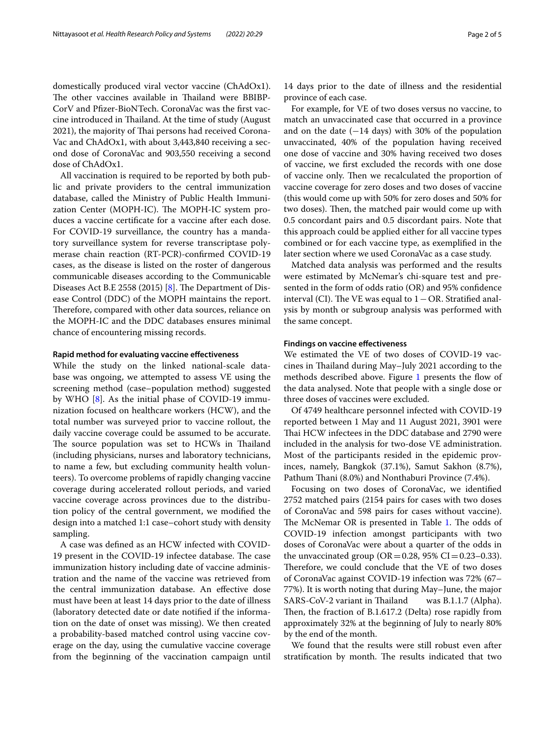domestically produced viral vector vaccine (ChAdOx1). The other vaccines available in Thailand were BBIBP-CorV and Pfizer-BioNTech. CoronaVac was the first vaccine introduced in Thailand. At the time of study (August 2021), the majority of Thai persons had received CoronaVac and ChAdOx1, with about 3,443,840 receiving a second dose of CoronaVac and 903,550 receiving a second dose of ChAdOx1.

All vaccination is required to be reported by both public and private providers to the central immunization database, called the Ministry of Public Health Immunization Center (MOPH-IC). The MOPH-IC system produces a vaccine certificate for a vaccine after each dose. For COVID-19 surveillance, the country has a mandatory surveillance system for reverse transcriptase polymerase chain reaction (RT-PCR)-confirmed COVID-19 cases, as the disease is listed on the roster of dangerous communicable diseases according to the Communicable Diseases Act B.E 2558 (2015) [8]. The Department of Disease Control (DDC) of the MOPH maintains the report. Therefore, compared with other data sources, reliance on the MOPH-IC and the DDC databases ensures minimal chance of encountering missing records.

#### Rapid method for evaluating vaccine effectiveness

While the study on the linked national-scale database was ongoing, we attempted to assess VE using the screening method (case–population method) suggested by WHO [8]. As the initial phase of COVID-19 immunization focused on healthcare workers (HCW), and the total number was surveyed prior to vaccine rollout, the daily vaccine coverage could be assumed to be accurate. The source population was set to HCWs in Thailand (including physicians, nurses and laboratory technicians, to name a few, but excluding community health volunteers). To overcome problems of rapidly changing vaccine coverage during accelerated rollout periods, and varied vaccine coverage across provinces due to the distribution policy of the central government, we modified the design into a matched 1:1 case–cohort study with density sampling.

A case was defined as an HCW infected with COVID-19 present in the COVID-19 infectee database. The case immunization history including date of vaccine administration and the name of the vaccine was retrieved from the central immunization database. An effective dose must have been at least 14 days prior to the date of illness (laboratory detected date or date notified if the information on the date of onset was missing). We then created a probability-based matched control using vaccine coverage on the day, using the cumulative vaccine coverage from the beginning of the vaccination campaign until 14 days prior to the date of illness and the residential province of each case.

For example, for VE of two doses versus no vaccine, to match an unvaccinated case that occurred in a province and on the date (−14 days) with 30% of the population unvaccinated, 40% of the population having received one dose of vaccine and 30% having received two doses of vaccine, we first excluded the records with one dose of vaccine only. Then we recalculated the proportion of vaccine coverage for zero doses and two doses of vaccine (this would come up with 50% for zero doses and 50% for two doses). Then, the matched pair would come up with 0.5 concordant pairs and 0.5 discordant pairs. Note that this approach could be applied either for all vaccine types combined or for each vaccine type, as exemplified in the later section where we used CoronaVac as a case study.

Matched data analysis was performed and the results were estimated by McNemar's chi-square test and presented in the form of odds ratio (OR) and 95% confidence interval (CI). The VE was equal to $1 - \text{OR}$. Stratified analysis by month or subgroup analysis was performed with the same concept.

#### Findings on vaccine effectiveness

We estimated the VE of two doses of COVID-19 vaccines in Thailand during May–July 2021 according to the methods described above. Figure 1 presents the flow of the data analysed. Note that people with a single dose or three doses of vaccines were excluded.

Of 4749 healthcare personnel infected with COVID-19 reported between 1 May and 11 August 2021, 3901 were Thai HCW infectees in the DDC database and 2790 were included in the analysis for two-dose VE administration. Most of the participants resided in the epidemic provinces, namely, Bangkok (37.1%), Samut Sakhon (8.7%), Pathum Thani (8.0%) and Nonthaburi Province (7.4%).

Focusing on two doses of CoronaVac, we identified 2752 matched pairs (2154 pairs for cases with two doses of CoronaVac and 598 pairs for cases without vaccine). The McNemar OR is presented in Table 1. The odds of COVID-19 infection amongst participants with two doses of CoronaVac were about a quarter of the odds in the unvaccinated group (OR = 0.28, 95% CI = 0.23–0.33). Therefore, we could conclude that the VE of two doses of CoronaVac against COVID-19 infection was 72% (67–77%). It is worth noting that during May–June, the major SARS-CoV-2 variant in Thailand was B.1.1.7 (Alpha). Then, the fraction of B.1.617.2 (Delta) rose rapidly from approximately 32% at the beginning of July to nearly 80% by the end of the month.

We found that the results were still robust even after stratification by month. The results indicated that two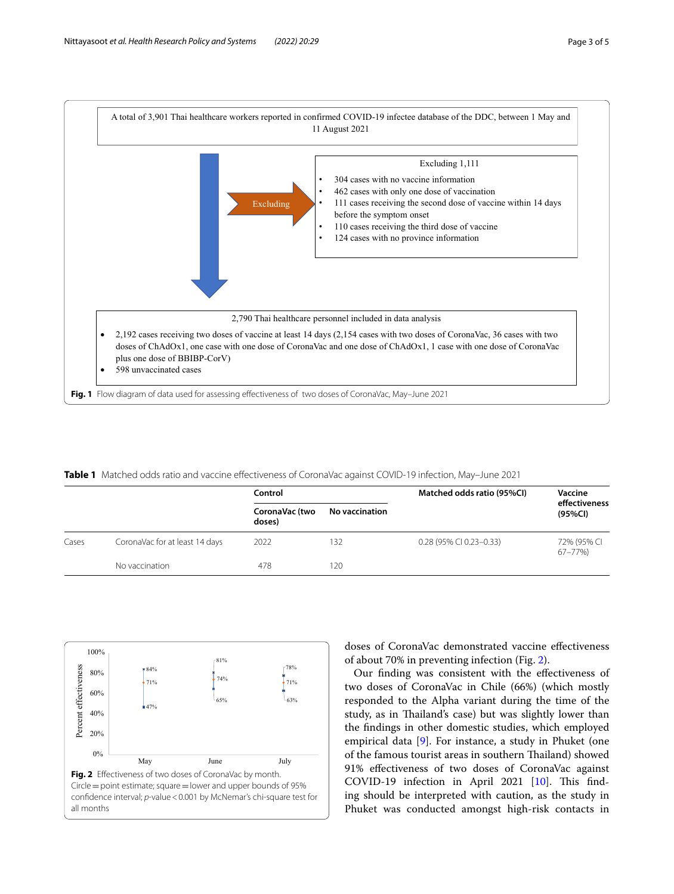A total of 3,901 Thai healthcare workers reported in confirmed COVID-19 infectee database of the DDC, between 1 May and 11 August 2021

Excluding

Excluding 1,111

- 304 cases with no vaccine information
- 462 cases with only one dose of vaccination
- 111 cases receiving the second dose of vaccine within 14 days before the symptom onset
- 110 cases receiving the third dose of vaccine
- 124 cases with no province information

2,790 Thai healthcare personnel included in data analysis

- 2,192 cases receiving two doses of vaccine at least 14 days (2,154 cases with two doses of CoronaVac, 36 cases with two doses of ChAdOx1, one case with one dose of CoronaVac and one dose of ChAdOx1, 1 case with one dose of CoronaVac plus one dose of BBIBP-CorV)
- 598 unvaccinated cases

**Fig. 1** Flow diagram of data used for assessing effectiveness of two doses of CoronaVac, May–June 2021

**Table 1** Matched odds ratio and vaccine effectiveness of CoronaVac against COVID-19 infection, May–June 2021

| | | Control | | Matched odds ratio (95%CI) | Vaccine effectiveness (95%CI) |
|---|---|---|---|---|---|
| | | CoronaVac (two doses) | No vaccination | | |
| Cases | CoronaVac for at least 14 days | 2022 | 132 | 0.28 (95% CI 0.23–0.33) | 72% (95% CI 67–77%) |
| | No vaccination | 478 | 120 | | |

**Fig. 2** Effectiveness of two doses of CoronaVac by month. Circle = point estimate; square = lower and upper bounds of 95% confidence interval; *p*-value < 0.001 by McNemar's chi-square test for all months

doses of CoronaVac demonstrated vaccine effectiveness of about 70% in preventing infection (Fig. 2).

Our finding was consistent with the effectiveness of two doses of CoronaVac in Chile (66%) (which mostly responded to the Alpha variant during the time of the study, as in Thailand's case) but was slightly lower than the findings in other domestic studies, which employed empirical data [9]. For instance, a study in Phuket (one of the famous tourist areas in southern Thailand) showed 91% effectiveness of two doses of CoronaVac against COVID-19 infection in April 2021 [10]. This finding should be interpreted with caution, as the study in Phuket was conducted amongst high-risk contacts in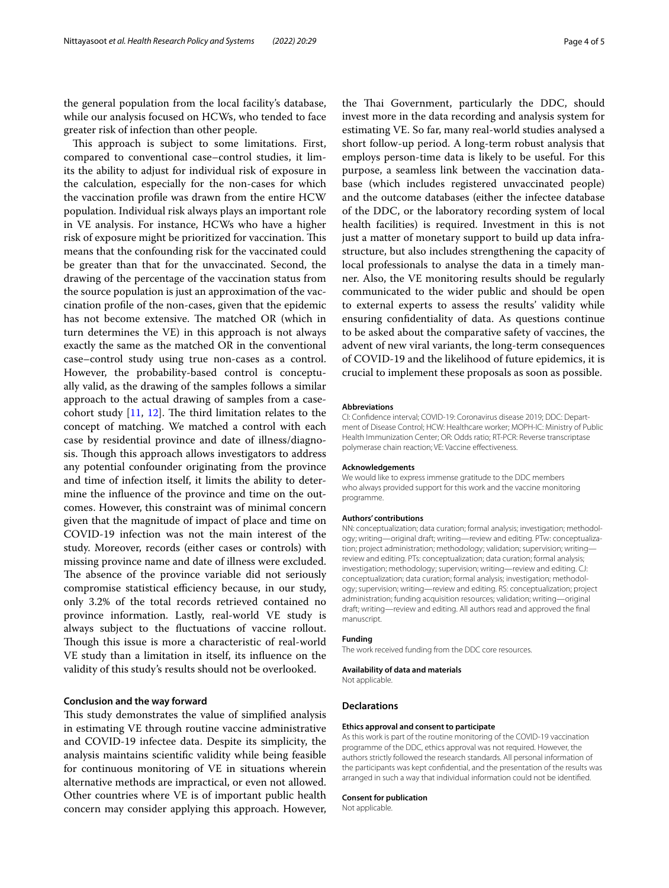the general population from the local facility's database, while our analysis focused on HCWs, who tended to face greater risk of infection than other people.

This approach is subject to some limitations. First, compared to conventional case–control studies, it limits the ability to adjust for individual risk of exposure in the calculation, especially for the non-cases for which the vaccination profile was drawn from the entire HCW population. Individual risk always plays an important role in VE analysis. For instance, HCWs who have a higher risk of exposure might be prioritized for vaccination. This means that the confounding risk for the vaccinated could be greater than that for the unvaccinated. Second, the drawing of the percentage of the vaccination status from the source population is just an approximation of the vaccination profile of the non-cases, given that the epidemic has not become extensive. The matched OR (which in turn determines the VE) in this approach is not always exactly the same as the matched OR in the conventional case–control study using true non-cases as a control. However, the probability-based control is conceptually valid, as the drawing of the samples follows a similar approach to the actual drawing of samples from a case-cohort study [11, 12]. The third limitation relates to the concept of matching. We matched a control with each case by residential province and date of illness/diagnosis. Though this approach allows investigators to address any potential confounder originating from the province and time of infection itself, it limits the ability to determine the influence of the province and time on the outcomes. However, this constraint was of minimal concern given that the magnitude of impact of place and time on COVID-19 infection was not the main interest of the study. Moreover, records (either cases or controls) with missing province name and date of illness were excluded. The absence of the province variable did not seriously compromise statistical efficiency because, in our study, only 3.2% of the total records retrieved contained no province information. Lastly, real-world VE study is always subject to the fluctuations of vaccine rollout. Though this issue is more a characteristic of real-world VE study than a limitation in itself, its influence on the validity of this study's results should not be overlooked.

## Conclusion and the way forward

This study demonstrates the value of simplified analysis in estimating VE through routine vaccine administrative and COVID-19 infectee data. Despite its simplicity, the analysis maintains scientific validity while being feasible for continuous monitoring of VE in situations wherein alternative methods are impractical, or even not allowed. Other countries where VE is of important public health concern may consider applying this approach. However, the Thai Government, particularly the DDC, should invest more in the data recording and analysis system for estimating VE. So far, many real-world studies analysed a short follow-up period. A long-term robust analysis that employs person-time data is likely to be useful. For this purpose, a seamless link between the vaccination database (which includes registered unvaccinated people) and the outcome databases (either the infectee database of the DDC, or the laboratory recording system of local health facilities) is required. Investment in this is not just a matter of monetary support to build up data infrastructure, but also includes strengthening the capacity of local professionals to analyse the data in a timely manner. Also, the VE monitoring results should be regularly communicated to the wider public and should be open to external experts to assess the results' validity while ensuring confidentiality of data. As questions continue to be asked about the comparative safety of vaccines, the advent of new viral variants, the long-term consequences of COVID-19 and the likelihood of future epidemics, it is crucial to implement these proposals as soon as possible.

#### Abbreviations

CI: Confidence interval; COVID-19: Coronavirus disease 2019; DDC: Department of Disease Control; HCW: Healthcare worker; MOPH-IC: Ministry of Public Health Immunization Center; OR: Odds ratio; RT-PCR: Reverse transcriptase polymerase chain reaction; VE: Vaccine effectiveness.

#### Acknowledgements

We would like to express immense gratitude to the DDC members who always provided support for this work and the vaccine monitoring programme.

#### Authors' contributions

NN: conceptualization; data curation; formal analysis; investigation; methodology; writing—original draft; writing—review and editing. PTw: conceptualization; project administration; methodology; validation; supervision; writing—review and editing. PTs: conceptualization; data curation; formal analysis; investigation; methodology; supervision; writing—review and editing. CJ: conceptualization; data curation; formal analysis; investigation; methodology; supervision; writing—review and editing. RS: conceptualization; project administration; funding acquisition resources; validation; writing—original draft; writing—review and editing. All authors read and approved the final manuscript.

#### Funding

The work received funding from the DDC core resources.

#### Availability of data and materials

Not applicable.

### Declarations

#### Ethics approval and consent to participate

As this work is part of the routine monitoring of the COVID-19 vaccination programme of the DDC, ethics approval was not required. However, the authors strictly followed the research standards. All personal information of the participants was kept confidential, and the presentation of the results was arranged in such a way that individual information could not be identified.

#### Consent for publication

Not applicable.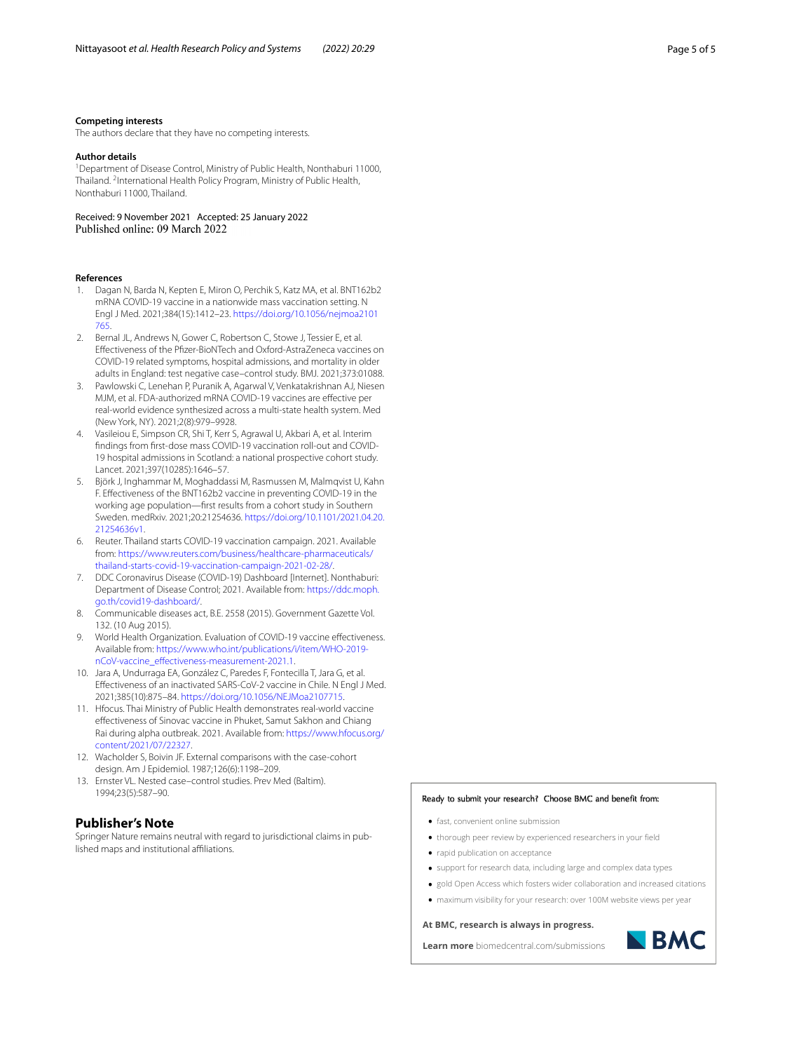**Competing interests**

The authors declare that they have no competing interests.

**Author details**

[1]Department of Disease Control, Ministry of Public Health, Nonthaburi 11000, Thailand. [2]International Health Policy Program, Ministry of Public Health, Nonthaburi 11000, Thailand.

Received: 9 November 2021 Accepted: 25 January 2022
Published online: 09 March 2022

## References

1. Dagan N, Barda N, Kepten E, Miron O, Perchik S, Katz MA, et al. BNT162b2 mRNA COVID-19 vaccine in a nationwide mass vaccination setting. N Engl J Med. 2021;384(15):1412–23. https://doi.org/10.1056/nejmoa2101765.
2. Bernal JL, Andrews N, Gower C, Robertson C, Stowe J, Tessier E, et al. Effectiveness of the Pfizer-BioNTech and Oxford-AstraZeneca vaccines on COVID-19 related symptoms, hospital admissions, and mortality in older adults in England: test negative case–control study. BMJ. 2021;373:01088.
3. Pawlowski C, Lenehan P, Puranik A, Agarwal V, Venkatakrishnan AJ, Niesen MJM, et al. FDA-authorized mRNA COVID-19 vaccines are effective per real-world evidence synthesized across a multi-state health system. Med (New York, NY). 2021;2(8):979–9928.
4. Vasileiou E, Simpson CR, Shi T, Kerr S, Agrawal U, Akbari A, et al. Interim findings from first-dose mass COVID-19 vaccination roll-out and COVID-19 hospital admissions in Scotland: a national prospective cohort study. Lancet. 2021;397(10285):1646–57.
5. Björk J, Inghammar M, Moghaddassi M, Rasmussen M, Malmqvist U, Kahn F. Effectiveness of the BNT162b2 vaccine in preventing COVID-19 in the working age population—first results from a cohort study in Southern Sweden. medRxiv. 2021;20:21254636. https://doi.org/10.1101/2021.04.20.21254636v1.
6. Reuter. Thailand starts COVID-19 vaccination campaign. 2021. Available from: https://www.reuters.com/business/healthcare-pharmaceuticals/thailand-starts-covid-19-vaccination-campaign-2021-02-28/.
7. DDC Coronavirus Disease (COVID-19) Dashboard [Internet]. Nonthaburi: Department of Disease Control; 2021. Available from: https://ddc.moph.go.th/covid19-dashboard/.
8. Communicable diseases act, B.E. 2558 (2015). Government Gazette Vol. 132. (10 Aug 2015).
9. World Health Organization. Evaluation of COVID-19 vaccine effectiveness. Available from: https://www.who.int/publications/i/item/WHO-2019-nCoV-vaccine_effectiveness-measurement-2021.1.
10. Jara A, Undurraga EA, González C, Paredes F, Fontecilla T, Jara G, et al. Effectiveness of an inactivated SARS-CoV-2 vaccine in Chile. N Engl J Med. 2021;385(10):875–84. https://doi.org/10.1056/NEJMoa2107715.
11. Hfocus. Thai Ministry of Public Health demonstrates real-world vaccine effectiveness of Sinovac vaccine in Phuket, Samut Sakhon and Chiang Rai during alpha outbreak. 2021. Available from: https://www.hfocus.org/content/2021/07/22327.
12. Wacholder S, Boivin JF. External comparisons with the case-cohort design. Am J Epidemiol. 1987;126(6):1198–209.
13. Ernster VL. Nested case–control studies. Prev Med (Baltim). 1994;23(5):587–90.

## Publisher's Note

Springer Nature remains neutral with regard to jurisdictional claims in published maps and institutional affiliations.

Ready to submit your research? Choose BMC and benefit from:

- fast, convenient online submission
- thorough peer review by experienced researchers in your field
- rapid publication on acceptance
- support for research data, including large and complex data types
- gold Open Access which fosters wider collaboration and increased citations
- maximum visibility for your research: over 100M website views per year

**At BMC, research is always in progress.**

**Learn more** biomedcentral.com/submissions